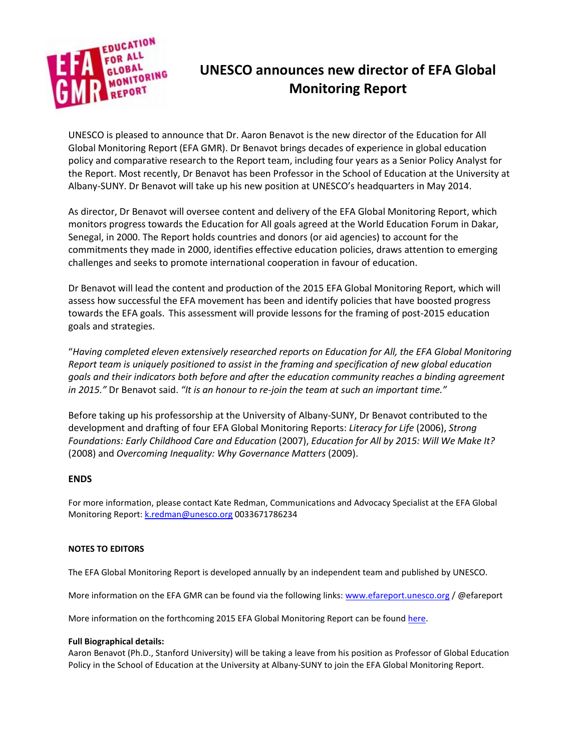# UNESCO announces new director of EFA Global Monitoring Report

UNESCO is pleased to announce that Dr. Aaron Benavot is the new director of the Education for All Global Monitoring Report (EFA GMR). Dr Benavot brings decades of experience in global education policy and comparative research to the Report team, including four years as a Senior Policy Analyst for the Report. Most recently, Dr Benavot has been Professor in the School of Education at the University at Albany-SUNY. Dr Benavot will take up his new position at UNESCO's headquarters in May 2014.

As director, Dr Benavot will oversee content and delivery of the EFA Global Monitoring Report, which monitors progress towards the Education for All goals agreed at the World Education Forum in Dakar, Senegal, in 2000. The Report holds countries and donors (or aid agencies) to account for the commitments they made in 2000, identifies effective education policies, draws attention to emerging challenges and seeks to promote international cooperation in favour of education.

Dr Benavot will lead the content and production of the 2015 EFA Global Monitoring Report, which will assess how successful the EFA movement has been and identify policies that have boosted progress towards the EFA goals. This assessment will provide lessons for the framing of post-2015 education goals and strategies.

"*Having completed eleven extensively researched reports on Education for All, the EFA Global Monitoring Report team is uniquely positioned to assist in the framing and specification of new global education goals and their indicators both before and after the education community reaches a binding agreement in 2015."* Dr Benavot said. *"It is an honour to re-join the team at such an important time."*

Before taking up his professorship at the University of Albany-SUNY, Dr Benavot contributed to the development and drafting of four EFA Global Monitoring Reports: *Literacy for Life* (2006), *Strong Foundations: Early Childhood Care and Education* (2007), *Education for All by 2015: Will We Make It?* (2008) and *Overcoming Inequality: Why Governance Matters* (2009).

**ENDS**

For more information, please contact Kate Redman, Communications and Advocacy Specialist at the EFA Global Monitoring Report: k.redman@unesco.org 0033671786234

**NOTES TO EDITORS**

The EFA Global Monitoring Report is developed annually by an independent team and published by UNESCO.

More information on the EFA GMR can be found via the following links: www.efareport.unesco.org / @efareport

More information on the forthcoming 2015 EFA Global Monitoring Report can be found here.

**Full Biographical details:**

Aaron Benavot (Ph.D., Stanford University) will be taking a leave from his position as Professor of Global Education Policy in the School of Education at the University at Albany-SUNY to join the EFA Global Monitoring Report.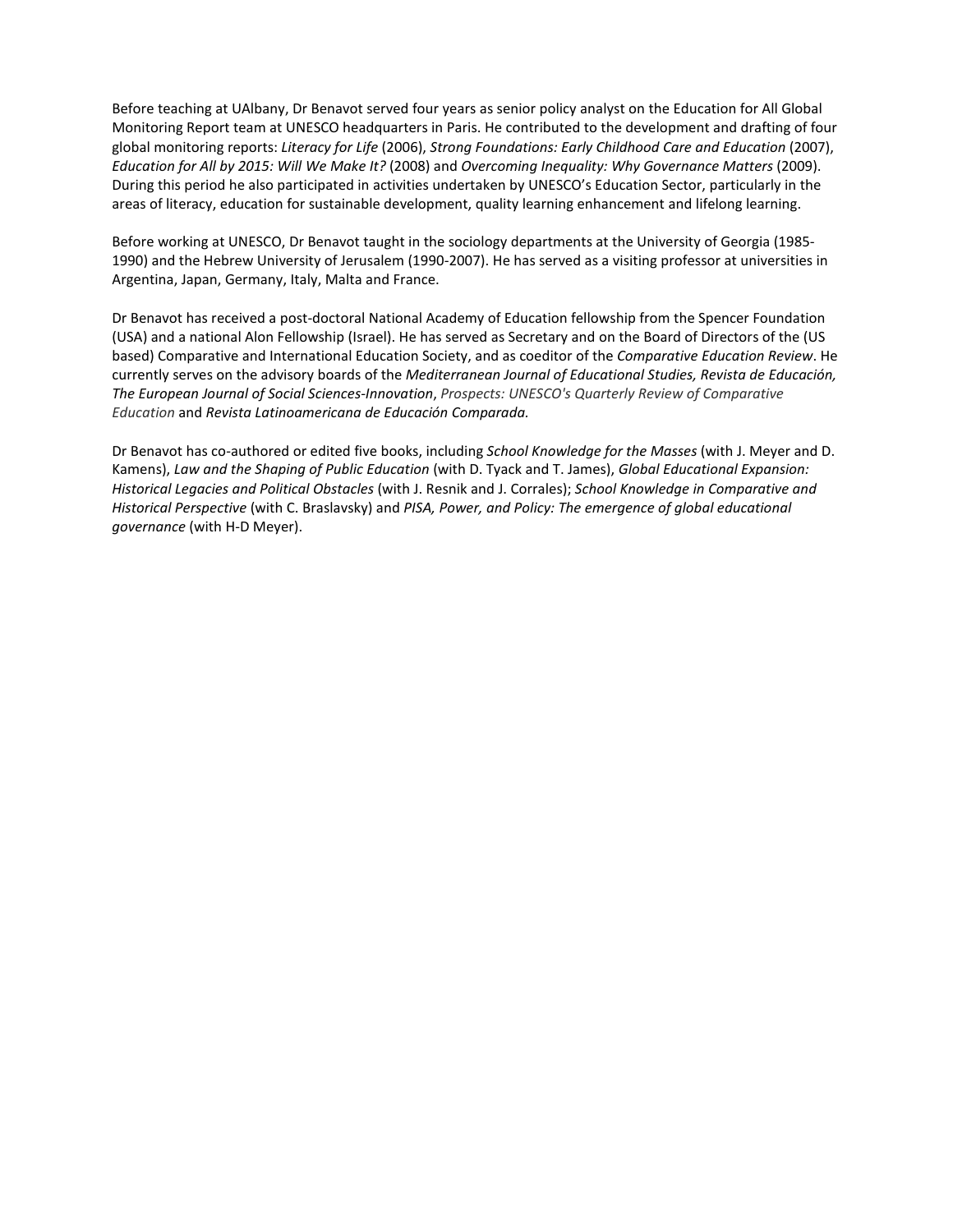Before teaching at UAlbany, Dr Benavot served four years as senior policy analyst on the Education for All Global Monitoring Report team at UNESCO headquarters in Paris. He contributed to the development and drafting of four global monitoring reports: *Literacy for Life* (2006), *Strong Foundations: Early Childhood Care and Education* (2007), *Education for All by 2015: Will We Make It?* (2008) and *Overcoming Inequality: Why Governance Matters* (2009). During this period he also participated in activities undertaken by UNESCO's Education Sector, particularly in the areas of literacy, education for sustainable development, quality learning enhancement and lifelong learning.

Before working at UNESCO, Dr Benavot taught in the sociology departments at the University of Georgia (1985-1990) and the Hebrew University of Jerusalem (1990-2007). He has served as a visiting professor at universities in Argentina, Japan, Germany, Italy, Malta and France.

Dr Benavot has received a post-doctoral National Academy of Education fellowship from the Spencer Foundation (USA) and a national Alon Fellowship (Israel). He has served as Secretary and on the Board of Directors of the (US based) Comparative and International Education Society, and as coeditor of the *Comparative Education Review*. He currently serves on the advisory boards of the *Mediterranean Journal of Educational Studies, Revista de Educación, The European Journal of Social Sciences-Innovation*, *Prospects: UNESCO's Quarterly Review of Comparative Education* and *Revista Latinoamericana de Educación Comparada.*

Dr Benavot has co-authored or edited five books, including *School Knowledge for the Masses* (with J. Meyer and D. Kamens), *Law and the Shaping of Public Education* (with D. Tyack and T. James), *Global Educational Expansion: Historical Legacies and Political Obstacles* (with J. Resnik and J. Corrales); *School Knowledge in Comparative and Historical Perspective* (with C. Braslavsky) and *PISA, Power, and Policy: The emergence of global educational governance* (with H-D Meyer).